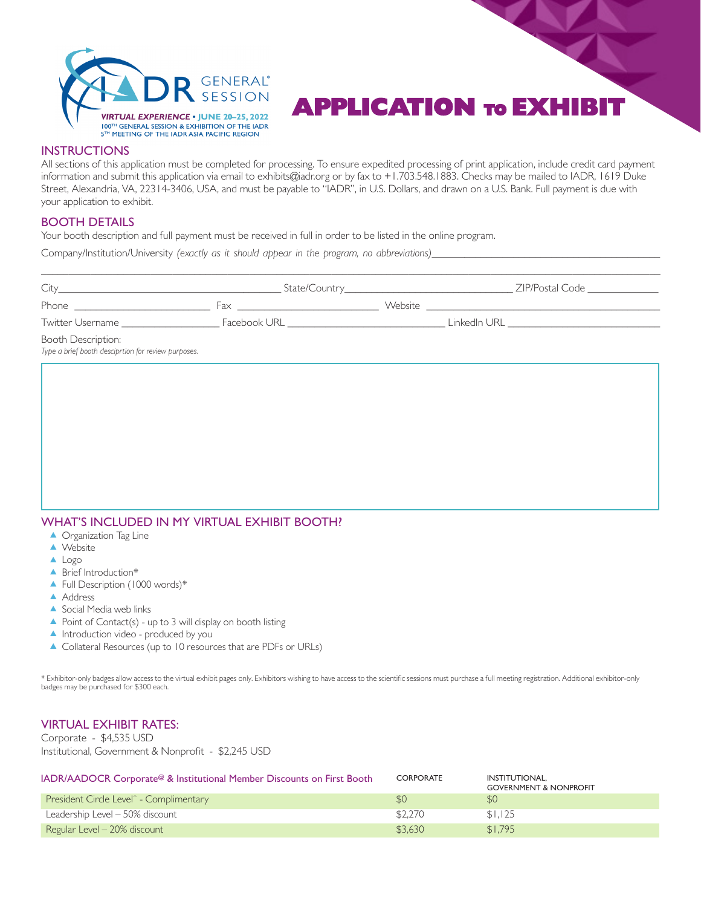IADR GENERAL® SESSION

VIRTUAL EXPERIENCE • JUNE 20–25, 2022
100TH GENERAL SESSION & EXHIBITION OF THE IADR
5TH MEETING OF THE IADR ASIA PACIFIC REGION

# APPLICATION TO EXHIBIT

## INSTRUCTIONS

All sections of this application must be completed for processing. To ensure expedited processing of print application, include credit card payment information and submit this application via email to exhibits@iadr.org or by fax to +1.703.548.1883. Checks may be mailed to IADR, 1619 Duke Street, Alexandria, VA, 22314-3406, USA, and must be payable to "IADR", in U.S. Dollars, and drawn on a U.S. Bank. Full payment is due with your application to exhibit.

## BOOTH DETAILS

Your booth description and full payment must be received in full in order to be listed in the online program.

Company/Institution/University *(exactly as it should appear in the program, no abbreviations)*\_\_\_\_\_\_\_\_\_\_\_\_\_\_\_\_\_\_\_\_\_\_\_\_\_\_\_\_\_\_\_\_\_\_\_\_

\_\_\_\_\_\_\_\_\_\_\_\_\_\_\_\_\_\_\_\_\_\_\_\_\_\_\_\_\_\_\_\_\_\_\_\_\_\_\_\_\_\_\_\_\_\_\_\_\_\_\_\_\_\_\_\_\_\_\_\_\_\_\_\_\_\_\_\_\_\_\_\_\_\_

City\_\_\_\_\_\_\_\_\_\_\_\_\_\_\_\_\_\_\_\_\_\_\_\_ State/Country\_\_\_\_\_\_\_\_\_\_\_\_\_\_\_\_\_\_\_\_ ZIP/Postal Code \_\_\_\_\_\_\_\_\_

Phone \_\_\_\_\_\_\_\_\_\_\_\_\_\_\_\_\_\_ Fax \_\_\_\_\_\_\_\_\_\_\_\_\_\_\_\_\_\_ Website \_\_\_\_\_\_\_\_\_\_\_\_\_\_\_\_\_\_\_\_\_\_\_\_

Twitter Username \_\_\_\_\_\_\_\_\_\_\_\_\_ Facebook URL \_\_\_\_\_\_\_\_\_\_\_\_\_\_\_\_\_\_\_ LinkedIn URL \_\_\_\_\_\_\_\_\_\_\_\_\_\_\_\_\_\_\_\_

Booth Description:
*Type a brief booth desciprtion for review purposes.*

## WHAT'S INCLUDED IN MY VIRTUAL EXHIBIT BOOTH?

- Organization Tag Line
- Website
- Logo
- Brief Introduction*
- Full Description (1000 words)*
- Address
- Social Media web links
- Point of Contact(s) - up to 3 will display on booth listing
- Introduction video - produced by you
- Collateral Resources (up to 10 resources that are PDFs or URLs)

\* Exhibitor-only badges allow access to the virtual exhibit pages only. Exhibitors wishing to have access to the scientific sessions must purchase a full meeting registration. Additional exhibitor-only badges may be purchased for $300 each.

## VIRTUAL EXHIBIT RATES:

Corporate - $4,535 USD
Institutional, Government & Nonprofit - $2,245 USD

| IADR/AADOCR Corporate@ & Institutional Member Discounts on First Booth | CORPORATE | INSTITUTIONAL, GOVERNMENT & NONPROFIT |
|---|---|---|
| President Circle Level^ - Complimentary | $0 | $0 |
| Leadership Level – 50% discount | $2,270 | $1,125 |
| Regular Level – 20% discount | $3,630 | $1,795 |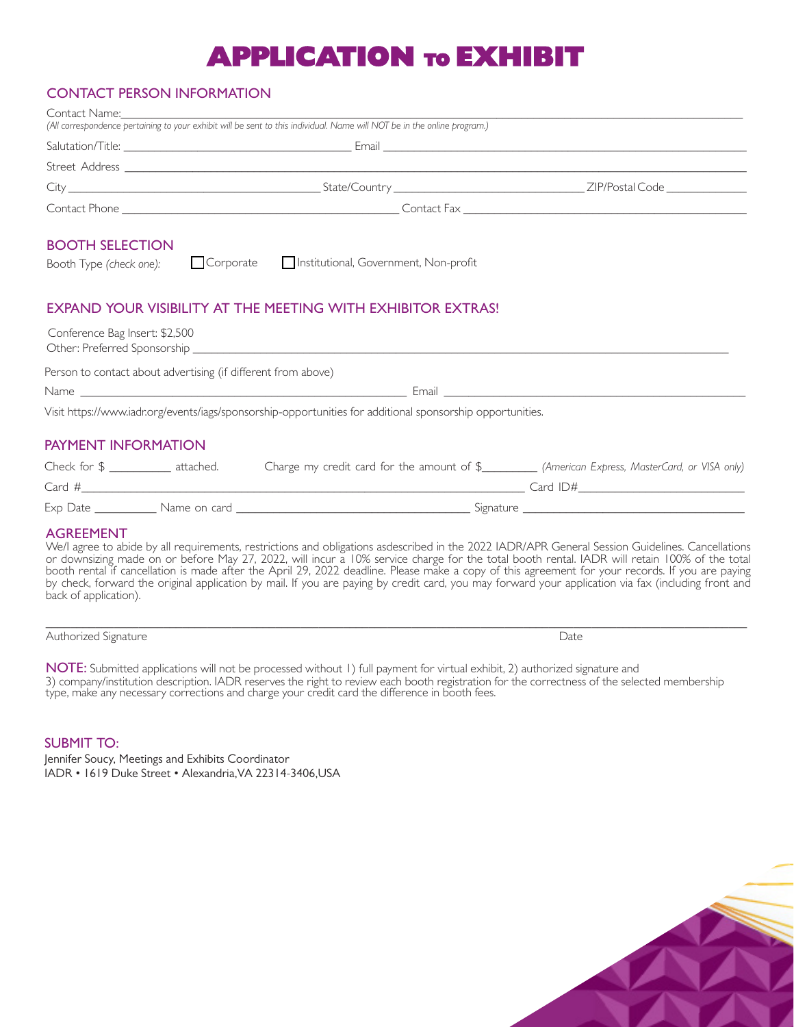# APPLICATION TO EXHIBIT

## CONTACT PERSON INFORMATION

Contact Name:\_\_\_\_\_\_\_\_\_\_\_\_\_\_\_\_\_\_\_\_\_\_\_\_\_\_\_\_\_\_\_\_\_\_\_\_\_\_\_\_

*(All correspondence pertaining to your exhibit will be sent to this individual. Name will NOT be in the online program.)*

Salutation/Title: \_\_\_\_\_\_\_\_\_\_\_\_\_\_\_\_\_\_\_\_ Email \_\_\_\_\_\_\_\_\_\_\_\_\_\_\_\_\_\_\_\_

Street Address \_\_\_\_\_\_\_\_\_\_\_\_\_\_\_\_\_\_\_\_\_\_\_\_\_\_\_\_\_\_\_\_\_\_\_\_\_\_\_\_

City \_\_\_\_\_\_\_\_\_\_\_\_\_\_\_\_\_\_\_\_ State/Country \_\_\_\_\_\_\_\_\_\_\_\_\_\_\_\_\_\_\_\_ ZIP/Postal Code \_\_\_\_\_\_\_\_\_\_

Contact Phone \_\_\_\_\_\_\_\_\_\_\_\_\_\_\_\_\_\_\_\_ Contact Fax \_\_\_\_\_\_\_\_\_\_\_\_\_\_\_\_\_\_\_\_

## BOOTH SELECTION

Booth Type *(check one)*: ☐ Corporate ☐ Institutional, Government, Non-profit

## EXPAND YOUR VISIBILITY AT THE MEETING WITH EXHIBITOR EXTRAS!

Conference Bag Insert: $2,500

Other: Preferred Sponsorship \_\_\_\_\_\_\_\_\_\_\_\_\_\_\_\_\_\_\_\_\_\_\_\_\_\_\_\_\_\_\_\_\_\_\_\_\_\_\_\_

Person to contact about advertising (if different from above)

Name \_\_\_\_\_\_\_\_\_\_\_\_\_\_\_\_\_\_\_\_ Email \_\_\_\_\_\_\_\_\_\_\_\_\_\_\_\_\_\_\_\_

Visit https://www.iadr.org/events/iags/sponsorship-opportunities for additional sponsorship opportunities.

## PAYMENT INFORMATION

Check for $ \_\_\_\_\_\_\_\_\_\_ attached. Charge my credit card for the amount of $\_\_\_\_\_\_\_\_\_\_ *(American Express, MasterCard, or VISA only)*

Card #\_\_\_\_\_\_\_\_\_\_\_\_\_\_\_\_\_\_\_\_\_\_\_\_\_\_\_\_\_\_\_\_\_\_\_\_\_\_\_\_ Card ID#\_\_\_\_\_\_\_\_\_\_\_\_\_\_\_\_\_\_\_\_

Exp Date \_\_\_\_\_\_\_\_\_\_ Name on card \_\_\_\_\_\_\_\_\_\_\_\_\_\_\_\_\_\_\_\_ Signature \_\_\_\_\_\_\_\_\_\_\_\_\_\_\_\_\_\_\_\_

## AGREEMENT

We/I agree to abide by all requirements, restrictions and obligations asdescribed in the 2022 IADR/APR General Session Guidelines. Cancellations or downsizing made on or before May 27, 2022, will incur a 10% service charge for the total booth rental. IADR will retain 100% of the total booth rental if cancellation is made after the April 29, 2022 deadline. Please make a copy of this agreement for your records. If you are paying by check, forward the original application by mail. If you are paying by credit card, you may forward your application via fax (including front and back of application).

\_\_\_\_\_\_\_\_\_\_\_\_\_\_\_\_\_\_\_\_\_\_\_\_\_\_\_\_\_\_\_\_\_\_\_\_\_\_\_\_\_\_\_\_\_\_\_\_\_\_\_\_\_\_\_\_\_\_\_\_

Authorized Signature Date

**NOTE:** Submitted applications will not be processed without 1) full payment for virtual exhibit, 2) authorized signature and 3) company/institution description. IADR reserves the right to review each booth registration for the correctness of the selected membership type, make any necessary corrections and charge your credit card the difference in booth fees.

## SUBMIT TO:

Jennifer Soucy, Meetings and Exhibits Coordinator
IADR • 1619 Duke Street • Alexandria,VA 22314-3406,USA